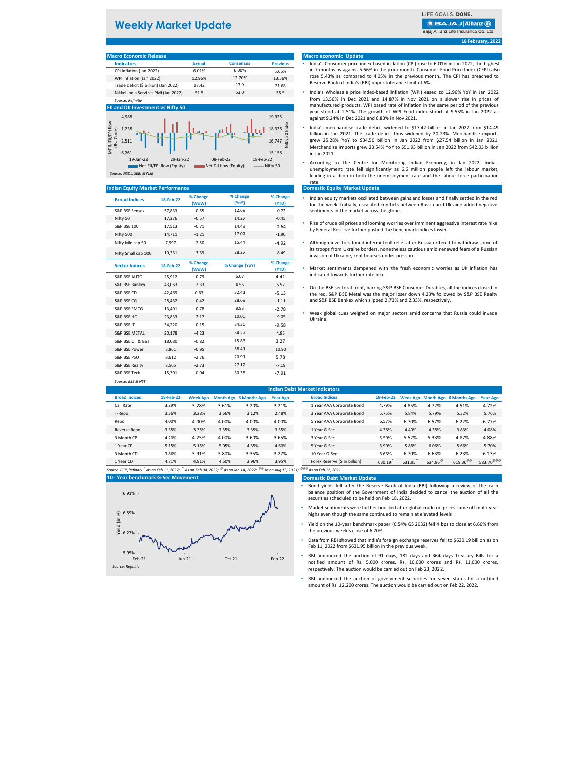# Weekly Market Update

LIFE GOALS. DONE.
Bajaj Allianz Life Insurance Co. Ltd.

18 February, 2022

## Macro Economic Release

| Indicators | Actual | Consensus | Previous |
|---|---|---|---|
| CPI Inflation (Jan 2022) | 6.01% | 6.00% | 5.66% |
| WPI Inflation (Jan 2022) | 12.96% | 12.70% | 13.56% |
| Trade Deficit ($ billion) (Jan 2022) | 17.42 | 17.9 | 21.68 |
| Nikkei India Services PMI (Jan 2022) | 51.5 | 53.0 | 55.5 |

*Source: Refinitiv*

## FII and DII Investment vs Nifty 50

MF & FII/FPI flow (Rs. Crore): 4,988; 1,238; -2,511; -6,261
Nifty 50 Index: 19,925; 18,336; 16,747; 15,158
Dates: 19-Jan-22; 29-Jan-22; 08-Feb-22; 18-Feb-22
Legend: Net FII/FPI flow (Equity); Net DII flow (Equity); Nifty 50

*Source: NSDL, SEBI & NSE*

## Macro economic Update

- India's Consumer price index-based inflation (CPI) rose to 6.01% in Jan 2022, the highest in 7 months as against 5.66% in the prior month. Consumer Food Price Index (CFPI) also rose 5.43% as compared to 4.05% in the previous month. The CPI has breached to Reserve Bank of India's (RBI) upper tolerance limit of 6%.
- India's Wholesale price index-based inflation (WPI) eased to 12.96% YoY in Jan 2022 from 13.56% in Dec 2021 and 14.87% in Nov 2021 on a slower rise in prices of manufactured products. WPI based rate of inflation in the same period of the previous year stood at 2.51%. The growth of WPI Food index stood at 9.55% in Jan 2022 as against 9.24% in Dec 2021 and 6.83% in Nov 2021.
- India's merchandise trade deficit widened to $17.42 billion in Jan 2022 from $14.49 billion in Jan 2021. The trade deficit thus widened by 20.23%. Merchandise exports grew 25.28% YoY to $34.50 billion in Jan 2022 from $27.54 billion in Jan 2021. Merchandise imports grew 23.54% YoY to $51.93 billion in Jan 2022 from $42.03 billion in Jan 2021.
- According to the Centre for Monitoring Indian Economy, in Jan 2022, India's unemployment rate fell significantly as 6.6 million people left the labour market, leading in a drop in both the unemployment rate and the labour force participation rate.

## Indian Equity Market Performance

| Broad Indices | 18-Feb-22 | % Change (WoW) | % Change (YoY) | % Change (YTD) |
|---|---|---|---|---|
| S&P BSE Sensex | 57,833 | -0.55 | 12.68 | -0.72 |
| Nifty 50 | 17,276 | -0.57 | 14.27 | -0.45 |
| S&P BSE 100 | 17,513 | -0.71 | 14.43 | -0.64 |
| Nifty 500 | 14,711 | -1.21 | 17.07 | -1.90 |
| Nifty Mid cap 50 | 7,997 | -2.50 | 15.44 | -4.92 |
| Nifty Small cap 100 | 10,331 | -3.39 | 28.27 | -8.49 |

| Sector Indices | 18-Feb-22 | % Change (WoW) | % Change (YoY) | % Change (YTD) |
|---|---|---|---|---|
| S&P BSE AUTO | 25,912 | -0.79 | 6.07 | 4.41 |
| S&P BSE Bankex | 43,063 | -2.33 | 4.56 | 6.57 |
| S&P BSE CD | 42,469 | 0.63 | 32.41 | -5.13 |
| S&P BSE CG | 28,432 | -0.42 | 28.69 | -1.11 |
| S&P BSE FMCG | 13,401 | -0.78 | 8.93 | -2.78 |
| S&P BSE HC | 23,833 | -2.17 | 10.00 | -9.05 |
| S&P BSE IT | 34,220 | -0.15 | 34.36 | -9.58 |
| S&P BSE METAL | 20,178 | -4.23 | 54.27 | 4.85 |
| S&P BSE Oil & Gas | 18,080 | -0.82 | 15.83 | 3.27 |
| S&P BSE Power | 3,861 | -0.95 | 58.41 | 10.90 |
| S&P BSE PSU | 8,612 | -2.76 | 20.91 | 5.78 |
| S&P BSE Realty | 3,565 | -2.73 | 27.12 | -7.19 |
| S&P BSE Teck | 15,301 | -0.04 | 30.35 | -7.91 |

*Source: BSE & NSE*

## Domestic Equity Market Update

- Indian equity markets oscillated between gains and losses and finally settled in the red for the week. Initially, escalated conflicts between Russia and Ukraine added negative sentiments in the market across the globe.
- Rise of crude oil prices and looming worries over imminent aggressive interest rate hike by Federal Reserve further pushed the benchmark indices lower.
- Although investors found intermittent relief after Russia ordered to withdraw some of its troops from Ukraine borders, nonetheless cautious amid renewed fears of a Russian invasion of Ukraine, kept bourses under pressure.
- Market sentiments dampened with the fresh economic worries as UK inflation has indicated towards further rate hike.
- On the BSE sectoral front, barring S&P BSE Consumer Durables, all the indices closed in the red. S&P BSE Metal was the major loser down 4.23% followed by S&P BSE Realty and S&P BSE Bankex which slipped 2.73% and 2.33%, respectively.
- Weak global cues weighed on major sectors amid concerns that Russia could invade Ukraine.

## Indian Debt Market Indicators

| Broad Indices | 18-Feb-22 | Week Ago | Month Ago | 6 Months Ago | Year Ago |
|---|---|---|---|---|---|
| Call Rate | 3.29% | 3.28% | 3.61% | 3.20% | 3.21% |
| T-Repo | 3.36% | 3.28% | 3.66% | 3.12% | 2.48% |
| Repo | 4.00% | 4.00% | 4.00% | 4.00% | 4.00% |
| Reverse Repo | 3.35% | 3.35% | 3.35% | 3.35% | 3.35% |
| 3 Month CP | 4.20% | 4.25% | 4.00% | 3.60% | 3.65% |
| 1 Year CP | 5.15% | 5.15% | 5.05% | 4.35% | 4.60% |
| 3 Month CD | 3.86% | 3.91% | 3.80% | 3.35% | 3.27% |
| 1 Year CD | 4.71% | 4.91% | 4.60% | 3.96% | 3.95% |

| Broad Indices | 18-Feb-22 | Week Ago | Month Ago | 6 Months Ago | Year Ago |
|---|---|---|---|---|---|
| 1 Year AAA Corporate Bond | 4.79% | 4.85% | 4.72% | 4.51% | 4.72% |
| 3 Year AAA Corporate Bond | 5.75% | 5.84% | 5.79% | 5.32% | 5.76% |
| 5 Year AAA Corporate Bond | 6.57% | 6.70% | 6.57% | 6.22% | 6.77% |
| 1 Year G-Sec | 4.38% | 4.40% | 4.38% | 3.83% | 4.08% |
| 3 Year G-Sec | 5.50% | 5.52% | 5.33% | 4.87% | 4.88% |
| 5 Year G-Sec | 5.90% | 5.88% | 6.06% | 5.66% | 5.70% |
| 10 Year G-Sec | 6.66% | 6.70% | 6.63% | 6.23% | 6.13% |
| Forex Reserve ($ in billion) | 630.19* | 631.95** | 634.96@ | 619.36@@ | 583.70@@@ |

*Source: CCIL,Refinitiv * As on Feb 11, 2022; ** As on Feb 04, 2022; @ As on Jan 14, 2022; @@ As on Aug 13, 2021; @@@ As on Feb 12, 2021*

## 10 - Year benchmark G-Sec Movement

Yield (in %): 6.91%; 6.59%; 6.27%; 5.95%
Dates: Feb-21; Jun-21; Oct-21; Feb-22

*Source: Refinitiv*

## Domestic Debt Market Update

- Bond yields fell after the Reserve Bank of India (RBI) following a review of the cash balance position of the Government of India decided to cancel the auction of all the securities scheduled to be held on Feb 18, 2022.
- Market sentiments were further boosted after global crude oil prices came off multi year highs even though the same continued to remain at elevated levels
- Yield on the 10-year benchmark paper (6.54% GS 2032) fell 4 bps to close at 6.66% from the previous week's close of 6.70%.
- Data from RBI showed that India's foreign exchange reserves fell to $630.19 billion as on Feb 11, 2022 from $631.95 billion in the previous week.
- RBI announced the auction of 91 days, 182 days and 364 days Treasury Bills for a notified amount of Rs. 5,000 crores, Rs. 10,000 crores and Rs. 11,000 crores, respectively. The auction would be carried out on Feb 23, 2022.
- RBI announced the auction of government securities for seven states for a notified amount of Rs. 12,200 crores. The auction would be carried out on Feb 22, 2022.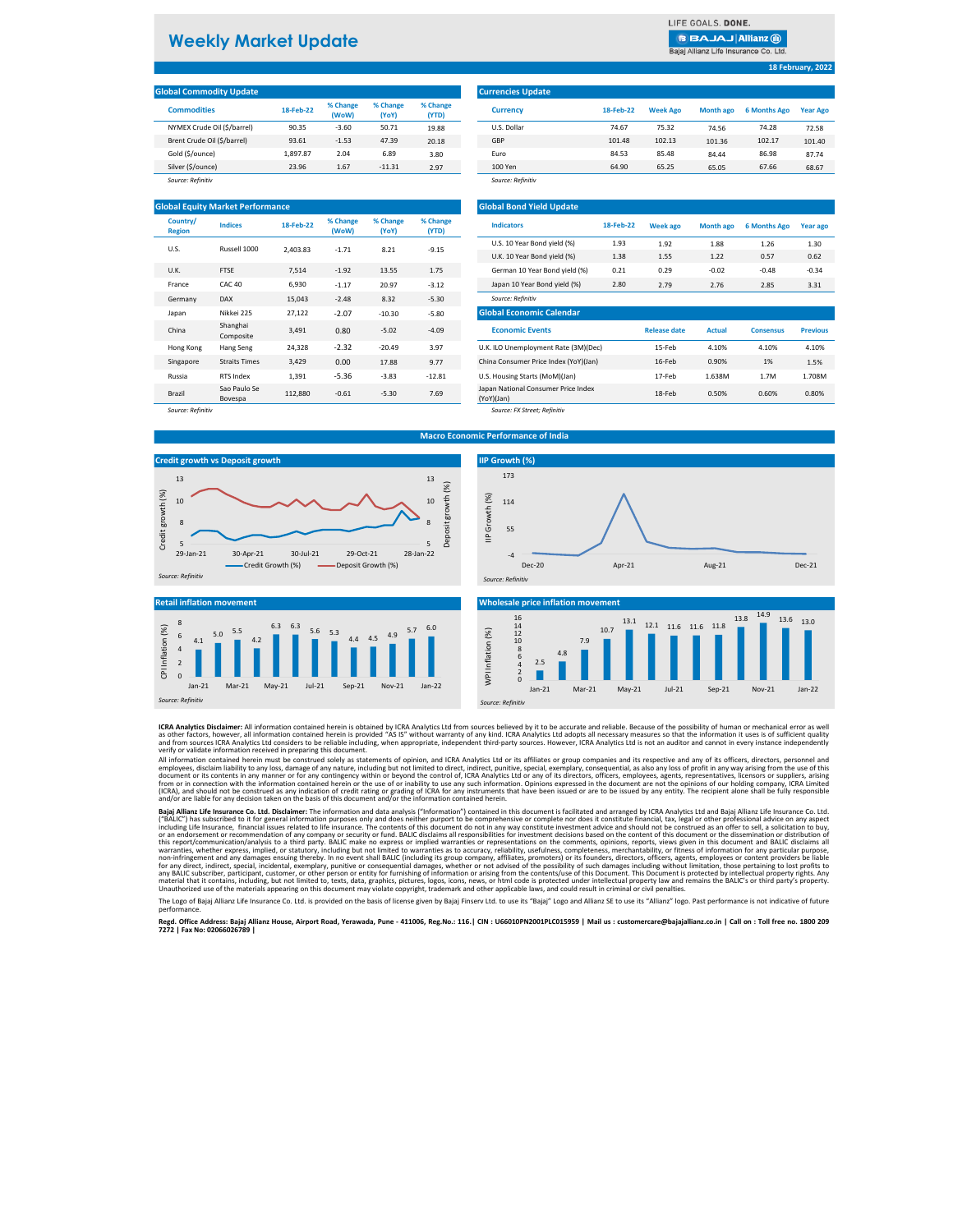# Weekly Market Update

LIFE GOALS. DONE.
BAJAJ | Allianz
Bajaj Allianz Life Insurance Co. Ltd.

**18 February, 2022**

## Global Commodity Update

| Commodities | 18-Feb-22 | % Change (WoW) | % Change (YoY) | % Change (YTD) |
|---|---|---|---|---|
| NYMEX Crude Oil ($/barrel) | 90.35 | -3.60 | 50.71 | 19.88 |
| Brent Crude Oil ($/barrel) | 93.61 | -1.53 | 47.39 | 20.18 |
| Gold ($/ounce) | 1,897.87 | 2.04 | 6.89 | 3.80 |
| Silver ($/ounce) | 23.96 | 1.67 | -11.31 | 2.97 |

*Source: Refinitiv*

## Currencies Update

| Currency | 18-Feb-22 | Week Ago | Month ago | 6 Months Ago | Year Ago |
|---|---|---|---|---|---|
| U.S. Dollar | 74.67 | 75.32 | 74.56 | 74.28 | 72.58 |
| GBP | 101.48 | 102.13 | 101.36 | 102.17 | 101.40 |
| Euro | 84.53 | 85.48 | 84.44 | 86.98 | 87.74 |
| 100 Yen | 64.90 | 65.25 | 65.05 | 67.66 | 68.67 |

*Source: Refinitiv*

## Global Equity Market Performance

| Country/ Region | Indices | 18-Feb-22 | % Change (WoW) | % Change (YoY) | % Change (YTD) |
|---|---|---|---|---|---|
| U.S. | Russell 1000 | 2,403.83 | -1.71 | 8.21 | -9.15 |
| U.K. | FTSE | 7,514 | -1.92 | 13.55 | 1.75 |
| France | CAC 40 | 6,930 | -1.17 | 20.97 | -3.12 |
| Germany | DAX | 15,043 | -2.48 | 8.32 | -5.30 |
| Japan | Nikkei 225 | 27,122 | -2.07 | -10.30 | -5.80 |
| China | Shanghai Composite | 3,491 | 0.80 | -5.02 | -4.09 |
| Hong Kong | Hang Seng | 24,328 | -2.32 | -20.49 | 3.97 |
| Singapore | Straits Times | 3,429 | 0.00 | 17.88 | 9.77 |
| Russia | RTS Index | 1,391 | -5.36 | -3.83 | -12.81 |
| Brazil | Sao Paulo Se Bovespa | 112,880 | -0.61 | -5.30 | 7.69 |

*Source: Refinitiv*

## Global Bond Yield Update

| Indicators | 18-Feb-22 | Week ago | Month ago | 6 Months Ago | Year ago |
|---|---|---|---|---|---|
| U.S. 10 Year Bond yield (%) | 1.93 | 1.92 | 1.88 | 1.26 | 1.30 |
| U.K. 10 Year Bond yield (%) | 1.38 | 1.55 | 1.22 | 0.57 | 0.62 |
| German 10 Year Bond yield (%) | 0.21 | 0.29 | -0.02 | -0.48 | -0.34 |
| Japan 10 Year Bond yield (%) | 2.80 | 2.79 | 2.76 | 2.85 | 3.31 |

*Source: Refinitiv*

## Global Economic Calendar

| Economic Events | Release date | Actual | Consensus | Previous |
|---|---|---|---|---|
| U.K. ILO Unemployment Rate (3M)(Dec) | 15-Feb | 4.10% | 4.10% | 4.10% |
| China Consumer Price Index (YoY)(Jan) | 16-Feb | 0.90% | 1% | 1.5% |
| U.S. Housing Starts (MoM)(Jan) | 17-Feb | 1.638M | 1.7M | 1.708M |
| Japan National Consumer Price Index (YoY)(Jan) | 18-Feb | 0.50% | 0.60% | 0.80% |

*Source: FX Street; Refinitiv*

## Macro Economic Performance of India

### Credit growth vs Deposit growth

Credit growth (%)
Deposit growth (%)
13, 10, 8, 5
29-Jan-21, 30-Apr-21, 30-Jul-21, 29-Oct-21, 28-Jan-22
Credit Growth (%) — Deposit Growth (%)

*Source: Refinitiv*

### IIP Growth (%)

IIP Growth (%)
173, 114, 55, -4
Dec-20, Apr-21, Aug-21, Dec-21

*Source: Refinitiv*

### Retail inflation movement

CPI Inflation (%)
4.1, 5.0, 5.5, 4.2, 6.3, 6.3, 5.6, 5.3, 4.4, 4.5, 4.9, 5.7, 6.0
Jan-21, Mar-21, May-21, Jul-21, Sep-21, Nov-21, Jan-22

*Source: Refinitiv*

### Wholesale price inflation movement

WPI Inflation (%)
2.5, 4.8, 7.9, 10.7, 13.1, 12.1, 11.6, 11.6, 11.8, 13.8, 14.9, 13.6, 13.0
Jan-21, Mar-21, May-21, Jul-21, Sep-21, Nov-21, Jan-22

*Source: Refinitiv*

**ICRA Analytics Disclaimer:** All information contained herein is obtained by ICRA Analytics Ltd from sources believed by it to be accurate and reliable. Because of the possibility of human or mechanical error as well as other factors, however, all information contained herein is provided "AS IS" without warranty of any kind. ICRA Analytics Ltd adopts all necessary measures so that the information it uses is of sufficient quality and from sources ICRA Analytics Ltd considers to be reliable including, when appropriate, independent third-party sources. However, ICRA Analytics Ltd is not an auditor and cannot in every instance independently verify or validate information received in preparing this document.

All information contained herein must be construed solely as statements of opinion, and ICRA Analytics Ltd or its affiliates or group companies and its respective and any of its officers, directors, personnel and employees, disclaim liability to any loss, damage of any nature, including but not limited to direct, indirect, punitive, special, exemplary, consequential, as also any loss of profit in any way arising from the use of this document or its contents in any manner or for any contingency within or beyond the control of, ICRA Analytics Ltd or any of its directors, officers, employees, agents, representatives, licensors or suppliers, arising from or in connection with the information contained herein or the use of or inability to use any such information. Opinions expressed in the document are not the opinions of our holding company, ICRA Limited (ICRA), and should not be construed as any indication of credit rating or grading of ICRA for any instruments that have been issued or are to be issued by any entity. The recipient alone shall be fully responsible and/or are liable for any decision taken on the basis of this document and/or the information contained herein.

**Bajaj Allianz Life Insurance Co. Ltd. Disclaimer:** The information and data analysis ("Information") contained in this document is facilitated and arranged by ICRA Analytics Ltd and Bajaj Allianz Life Insurance Co. Ltd. ("BALIC") has subscribed to it for general information purposes only and does neither purport to be comprehensive or complete nor does it constitute financial, tax, legal or other professional advice on any aspect including Life Insurance, financial issues related to life insurance. The contents of this document do not in any way constitute investment advice and should not be construed as an offer to sell, a solicitation to buy, or an endorsement or recommendation of any company or security or fund. BALIC disclaims all responsibilities for investment decisions based on the content of this document or the dissemination or distribution of this report/communication/analysis to a third party. BALIC make no express or implied warranties or representations on the comments, opinions, reports, views given in this document and BALIC disclaims all warranties, whether express, implied, or statutory, including but not limited to warranties as to accuracy, reliability, usefulness, completeness, merchantability, or fitness of information for any particular purpose, non-infringement and any damages ensuing thereby. In no event shall BALIC (including its group company, affiliates, promoters) or its founders, directors, officers, agents, employees or content providers be liable for any direct, indirect, special, incidental, exemplary, punitive or consequential damages, whether or not advised of the possibility of such damages including without limitation, those pertaining to lost profits to any BALIC subscriber, participant, customer, or other person or entity for furnishing of information or arising from the contents/use of this Document. This Document is protected by intellectual property rights. Any material that it contains, including, but not limited to, texts, data, graphics, pictures, logos, icons, news, or html code is protected under intellectual property law and remains the BALIC's or third party's property. Unauthorized use of the materials appearing on this document may violate copyright, trademark and other applicable laws, and could result in criminal or civil penalties.

The Logo of Bajaj Allianz Life Insurance Co. Ltd. is provided on the basis of license given by Bajaj Finserv Ltd. to use its "Bajaj" Logo and Allianz SE to use its "Allianz" logo. Past performance is not indicative of future performance.

**Regd. Office Address: Bajaj Allianz House, Airport Road, Yerawada, Pune - 411006, Reg.No.: 116.| CIN : U66010PN2001PLC015959 | Mail us : customercare@bajajallianz.co.in | Call on : Toll free no. 1800 209 7272 | Fax No: 02066026789 |**